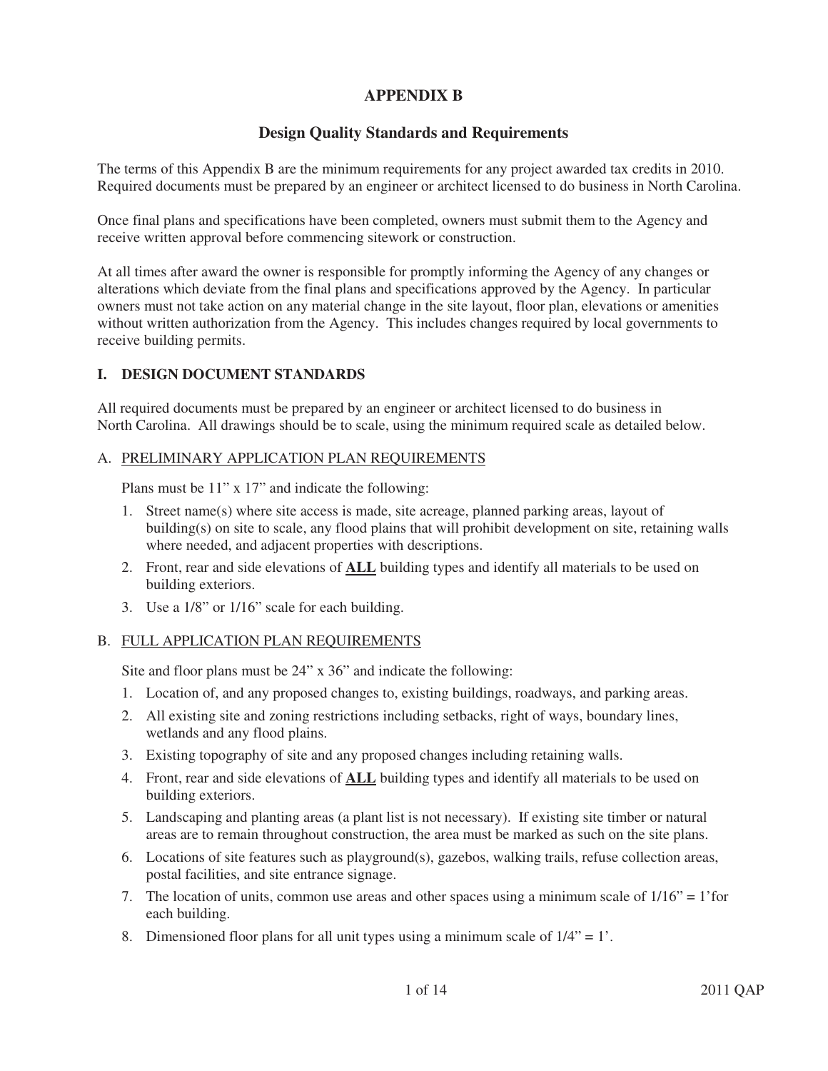# APPENDIX B

## Design Quality Standards and Requirements

The terms of this Appendix B are the minimum requirements for any project awarded tax credits in 2010. Required documents must be prepared by an engineer or architect licensed to do business in North Carolina.

Once final plans and specifications have been completed, owners must submit them to the Agency and receive written approval before commencing sitework or construction.

At all times after award the owner is responsible for promptly informing the Agency of any changes or alterations which deviate from the final plans and specifications approved by the Agency. In particular owners must not take action on any material change in the site layout, floor plan, elevations or amenities without written authorization from the Agency. This includes changes required by local governments to receive building permits.

### I. DESIGN DOCUMENT STANDARDS

All required documents must be prepared by an engineer or architect licensed to do business in North Carolina. All drawings should be to scale, using the minimum required scale as detailed below.

#### A. PRELIMINARY APPLICATION PLAN REQUIREMENTS

Plans must be 11" x 17" and indicate the following:

1. Street name(s) where site access is made, site acreage, planned parking areas, layout of building(s) on site to scale, any flood plains that will prohibit development on site, retaining walls where needed, and adjacent properties with descriptions.
2. Front, rear and side elevations of **ALL** building types and identify all materials to be used on building exteriors.
3. Use a 1/8" or 1/16" scale for each building.

#### B. FULL APPLICATION PLAN REQUIREMENTS

Site and floor plans must be 24" x 36" and indicate the following:

1. Location of, and any proposed changes to, existing buildings, roadways, and parking areas.
2. All existing site and zoning restrictions including setbacks, right of ways, boundary lines, wetlands and any flood plains.
3. Existing topography of site and any proposed changes including retaining walls.
4. Front, rear and side elevations of **ALL** building types and identify all materials to be used on building exteriors.
5. Landscaping and planting areas (a plant list is not necessary). If existing site timber or natural areas are to remain throughout construction, the area must be marked as such on the site plans.
6. Locations of site features such as playground(s), gazebos, walking trails, refuse collection areas, postal facilities, and site entrance signage.
7. The location of units, common use areas and other spaces using a minimum scale of 1/16" = 1'for each building.
8. Dimensioned floor plans for all unit types using a minimum scale of 1/4" = 1'.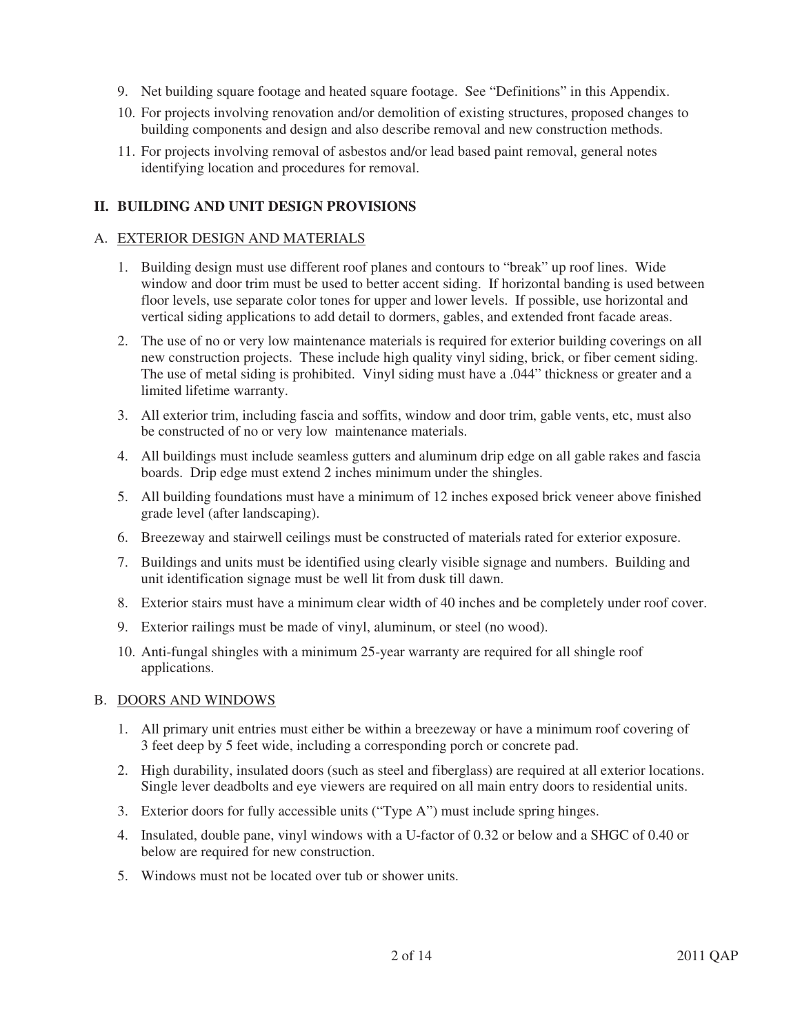9. Net building square footage and heated square footage. See "Definitions" in this Appendix.
10. For projects involving renovation and/or demolition of existing structures, proposed changes to building components and design and also describe removal and new construction methods.
11. For projects involving removal of asbestos and/or lead based paint removal, general notes identifying location and procedures for removal.

## II. BUILDING AND UNIT DESIGN PROVISIONS

### A. EXTERIOR DESIGN AND MATERIALS

1. Building design must use different roof planes and contours to "break" up roof lines. Wide window and door trim must be used to better accent siding. If horizontal banding is used between floor levels, use separate color tones for upper and lower levels. If possible, use horizontal and vertical siding applications to add detail to dormers, gables, and extended front facade areas.
2. The use of no or very low maintenance materials is required for exterior building coverings on all new construction projects. These include high quality vinyl siding, brick, or fiber cement siding. The use of metal siding is prohibited. Vinyl siding must have a .044" thickness or greater and a limited lifetime warranty.
3. All exterior trim, including fascia and soffits, window and door trim, gable vents, etc, must also be constructed of no or very low maintenance materials.
4. All buildings must include seamless gutters and aluminum drip edge on all gable rakes and fascia boards. Drip edge must extend 2 inches minimum under the shingles.
5. All building foundations must have a minimum of 12 inches exposed brick veneer above finished grade level (after landscaping).
6. Breezeway and stairwell ceilings must be constructed of materials rated for exterior exposure.
7. Buildings and units must be identified using clearly visible signage and numbers. Building and unit identification signage must be well lit from dusk till dawn.
8. Exterior stairs must have a minimum clear width of 40 inches and be completely under roof cover.
9. Exterior railings must be made of vinyl, aluminum, or steel (no wood).
10. Anti-fungal shingles with a minimum 25-year warranty are required for all shingle roof applications.

### B. DOORS AND WINDOWS

1. All primary unit entries must either be within a breezeway or have a minimum roof covering of 3 feet deep by 5 feet wide, including a corresponding porch or concrete pad.
2. High durability, insulated doors (such as steel and fiberglass) are required at all exterior locations. Single lever deadbolts and eye viewers are required on all main entry doors to residential units.
3. Exterior doors for fully accessible units ("Type A") must include spring hinges.
4. Insulated, double pane, vinyl windows with a U-factor of 0.32 or below and a SHGC of 0.40 or below are required for new construction.
5. Windows must not be located over tub or shower units.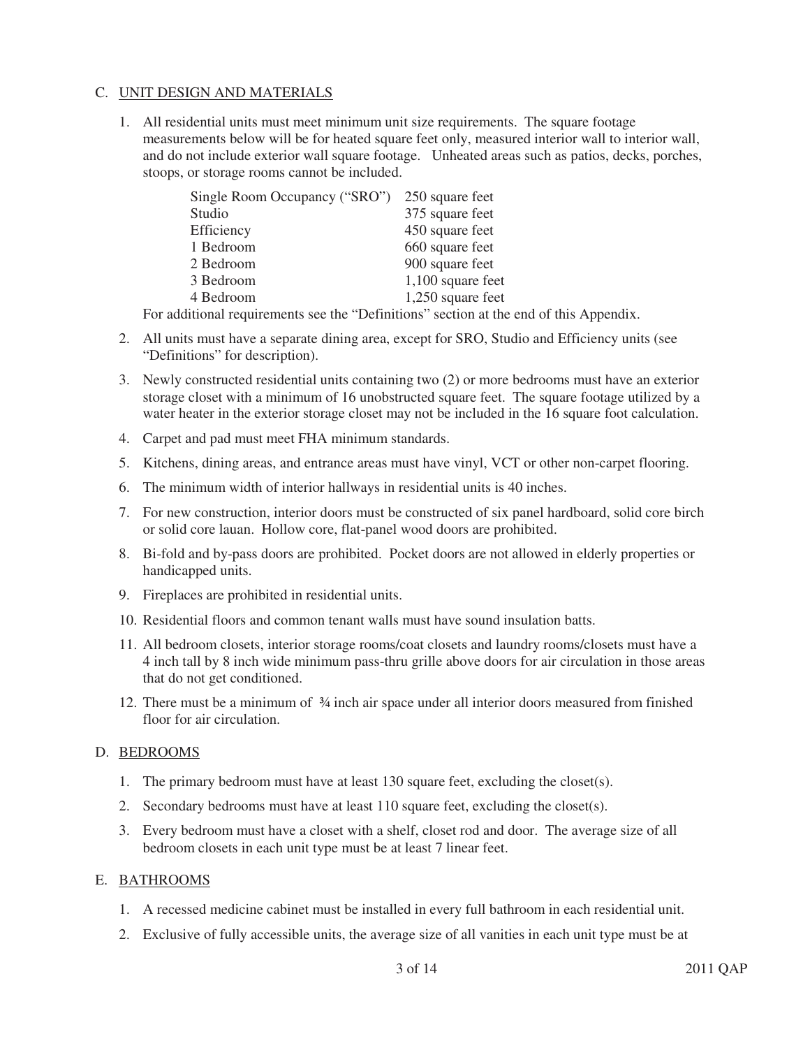C. <u>UNIT DESIGN AND MATERIALS</u>

1. All residential units must meet minimum unit size requirements. The square footage measurements below will be for heated square feet only, measured interior wall to interior wall, and do not include exterior wall square footage. Unheated areas such as patios, decks, porches, stoops, or storage rooms cannot be included.

| | |
|---|---|
| Single Room Occupancy ("SRO") | 250 square feet |
| Studio | 375 square feet |
| Efficiency | 450 square feet |
| 1 Bedroom | 660 square feet |
| 2 Bedroom | 900 square feet |
| 3 Bedroom | 1,100 square feet |
| 4 Bedroom | 1,250 square feet |

   For additional requirements see the "Definitions" section at the end of this Appendix.

2. All units must have a separate dining area, except for SRO, Studio and Efficiency units (see "Definitions" for description).

3. Newly constructed residential units containing two (2) or more bedrooms must have an exterior storage closet with a minimum of 16 unobstructed square feet. The square footage utilized by a water heater in the exterior storage closet may not be included in the 16 square foot calculation.

4. Carpet and pad must meet FHA minimum standards.

5. Kitchens, dining areas, and entrance areas must have vinyl, VCT or other non-carpet flooring.

6. The minimum width of interior hallways in residential units is 40 inches.

7. For new construction, interior doors must be constructed of six panel hardboard, solid core birch or solid core lauan. Hollow core, flat-panel wood doors are prohibited.

8. Bi-fold and by-pass doors are prohibited. Pocket doors are not allowed in elderly properties or handicapped units.

9. Fireplaces are prohibited in residential units.

10. Residential floors and common tenant walls must have sound insulation batts.

11. All bedroom closets, interior storage rooms/coat closets and laundry rooms/closets must have a 4 inch tall by 8 inch wide minimum pass-thru grille above doors for air circulation in those areas that do not get conditioned.

12. There must be a minimum of ¾ inch air space under all interior doors measured from finished floor for air circulation.

D. <u>BEDROOMS</u>

1. The primary bedroom must have at least 130 square feet, excluding the closet(s).

2. Secondary bedrooms must have at least 110 square feet, excluding the closet(s).

3. Every bedroom must have a closet with a shelf, closet rod and door. The average size of all bedroom closets in each unit type must be at least 7 linear feet.

E. <u>BATHROOMS</u>

1. A recessed medicine cabinet must be installed in every full bathroom in each residential unit.

2. Exclusive of fully accessible units, the average size of all vanities in each unit type must be at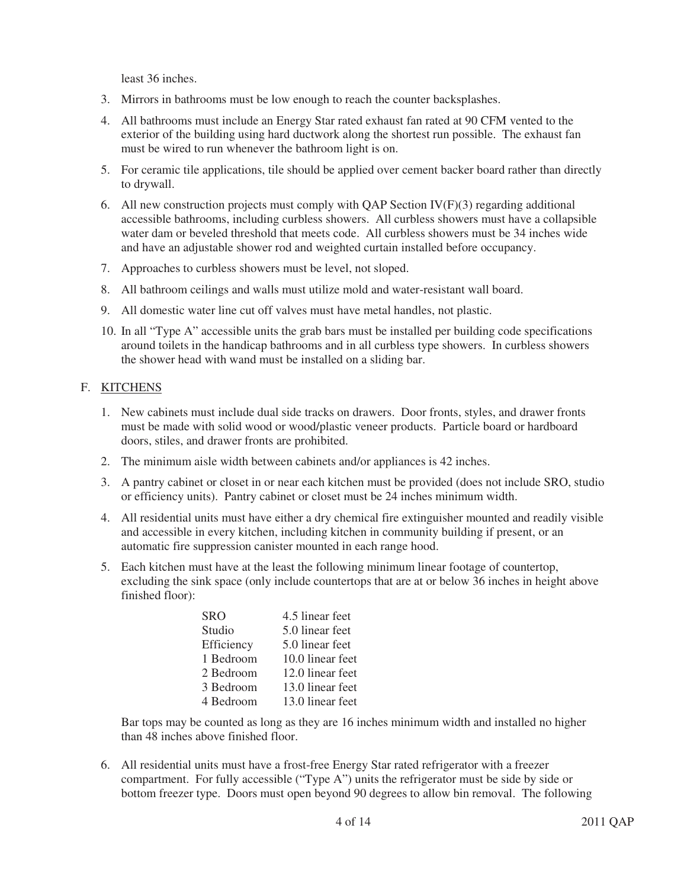least 36 inches.

3. Mirrors in bathrooms must be low enough to reach the counter backsplashes.
4. All bathrooms must include an Energy Star rated exhaust fan rated at 90 CFM vented to the exterior of the building using hard ductwork along the shortest run possible. The exhaust fan must be wired to run whenever the bathroom light is on.
5. For ceramic tile applications, tile should be applied over cement backer board rather than directly to drywall.
6. All new construction projects must comply with QAP Section IV(F)(3) regarding additional accessible bathrooms, including curbless showers. All curbless showers must have a collapsible water dam or beveled threshold that meets code. All curbless showers must be 34 inches wide and have an adjustable shower rod and weighted curtain installed before occupancy.
7. Approaches to curbless showers must be level, not sloped.
8. All bathroom ceilings and walls must utilize mold and water-resistant wall board.
9. All domestic water line cut off valves must have metal handles, not plastic.
10. In all "Type A" accessible units the grab bars must be installed per building code specifications around toilets in the handicap bathrooms and in all curbless type showers. In curbless showers the shower head with wand must be installed on a sliding bar.

## F. KITCHENS

1. New cabinets must include dual side tracks on drawers. Door fronts, styles, and drawer fronts must be made with solid wood or wood/plastic veneer products. Particle board or hardboard doors, stiles, and drawer fronts are prohibited.
2. The minimum aisle width between cabinets and/or appliances is 42 inches.
3. A pantry cabinet or closet in or near each kitchen must be provided (does not include SRO, studio or efficiency units). Pantry cabinet or closet must be 24 inches minimum width.
4. All residential units must have either a dry chemical fire extinguisher mounted and readily visible and accessible in every kitchen, including kitchen in community building if present, or an automatic fire suppression canister mounted in each range hood.
5. Each kitchen must have at the least the following minimum linear footage of countertop, excluding the sink space (only include countertops that are at or below 36 inches in height above finished floor):

| | |
|---|---|
| SRO | 4.5 linear feet |
| Studio | 5.0 linear feet |
| Efficiency | 5.0 linear feet |
| 1 Bedroom | 10.0 linear feet |
| 2 Bedroom | 12.0 linear feet |
| 3 Bedroom | 13.0 linear feet |
| 4 Bedroom | 13.0 linear feet |

   Bar tops may be counted as long as they are 16 inches minimum width and installed no higher than 48 inches above finished floor.

6. All residential units must have a frost-free Energy Star rated refrigerator with a freezer compartment. For fully accessible ("Type A") units the refrigerator must be side by side or bottom freezer type. Doors must open beyond 90 degrees to allow bin removal. The following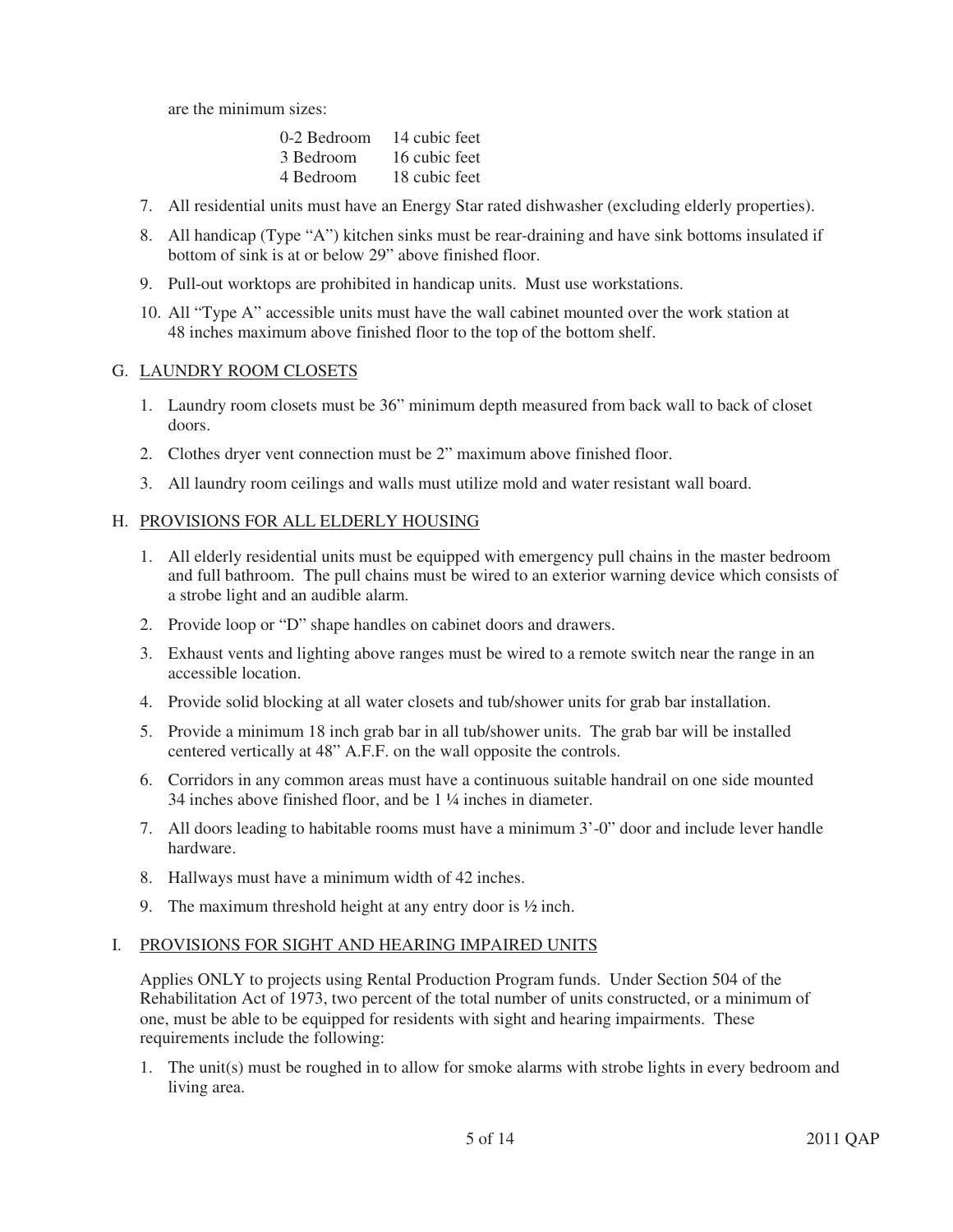are the minimum sizes:

| | |
|---|---|
| 0-2 Bedroom | 14 cubic feet |
| 3 Bedroom | 16 cubic feet |
| 4 Bedroom | 18 cubic feet |

7. All residential units must have an Energy Star rated dishwasher (excluding elderly properties).
8. All handicap (Type "A") kitchen sinks must be rear-draining and have sink bottoms insulated if bottom of sink is at or below 29" above finished floor.
9. Pull-out worktops are prohibited in handicap units. Must use workstations.
10. All "Type A" accessible units must have the wall cabinet mounted over the work station at 48 inches maximum above finished floor to the top of the bottom shelf.

G. LAUNDRY ROOM CLOSETS

1. Laundry room closets must be 36" minimum depth measured from back wall to back of closet doors.
2. Clothes dryer vent connection must be 2" maximum above finished floor.
3. All laundry room ceilings and walls must utilize mold and water resistant wall board.

H. PROVISIONS FOR ALL ELDERLY HOUSING

1. All elderly residential units must be equipped with emergency pull chains in the master bedroom and full bathroom. The pull chains must be wired to an exterior warning device which consists of a strobe light and an audible alarm.
2. Provide loop or "D" shape handles on cabinet doors and drawers.
3. Exhaust vents and lighting above ranges must be wired to a remote switch near the range in an accessible location.
4. Provide solid blocking at all water closets and tub/shower units for grab bar installation.
5. Provide a minimum 18 inch grab bar in all tub/shower units. The grab bar will be installed centered vertically at 48" A.F.F. on the wall opposite the controls.
6. Corridors in any common areas must have a continuous suitable handrail on one side mounted 34 inches above finished floor, and be 1 ¼ inches in diameter.
7. All doors leading to habitable rooms must have a minimum 3'-0" door and include lever handle hardware.
8. Hallways must have a minimum width of 42 inches.
9. The maximum threshold height at any entry door is ½ inch.

I. PROVISIONS FOR SIGHT AND HEARING IMPAIRED UNITS

Applies ONLY to projects using Rental Production Program funds. Under Section 504 of the Rehabilitation Act of 1973, two percent of the total number of units constructed, or a minimum of one, must be able to be equipped for residents with sight and hearing impairments. These requirements include the following:

1. The unit(s) must be roughed in to allow for smoke alarms with strobe lights in every bedroom and living area.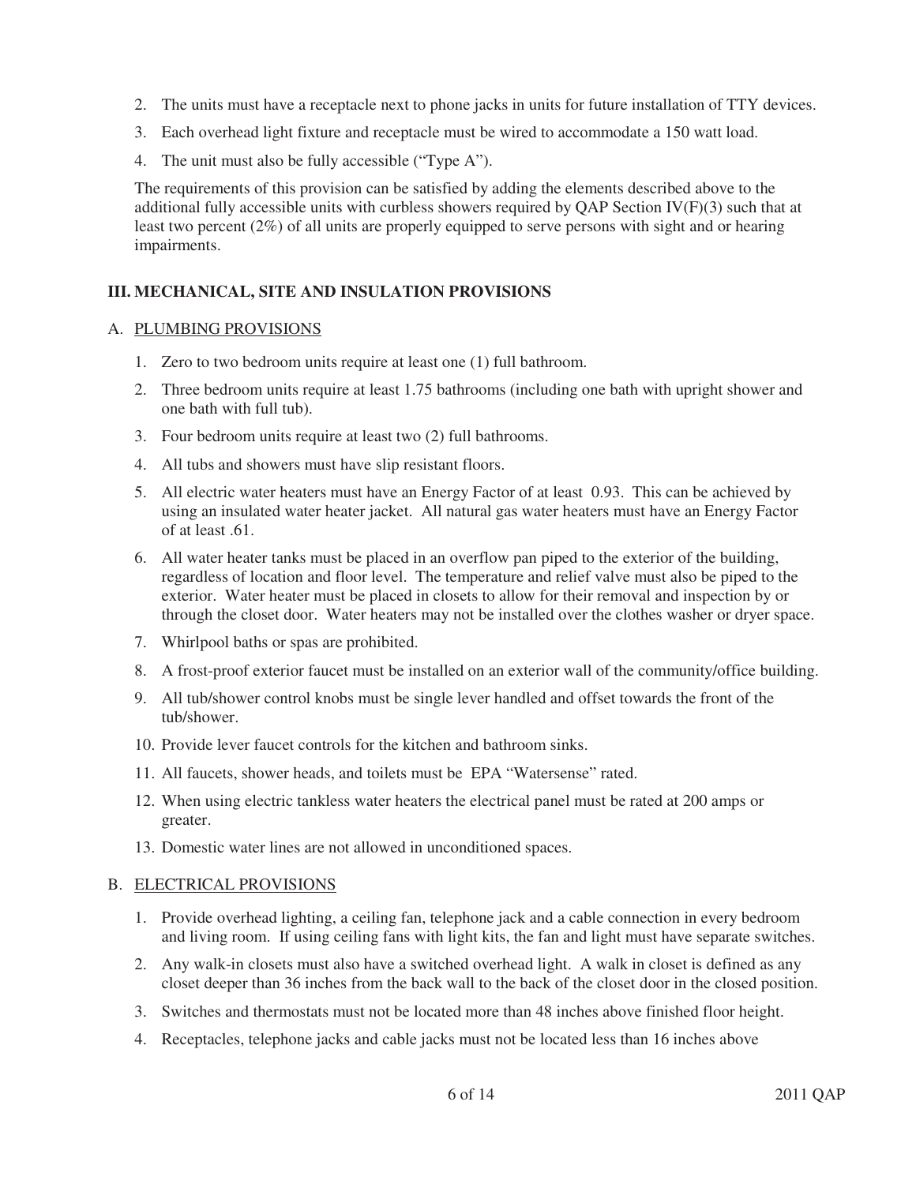2. The units must have a receptacle next to phone jacks in units for future installation of TTY devices.
3. Each overhead light fixture and receptacle must be wired to accommodate a 150 watt load.
4. The unit must also be fully accessible ("Type A").

The requirements of this provision can be satisfied by adding the elements described above to the additional fully accessible units with curbless showers required by QAP Section IV(F)(3) such that at least two percent (2%) of all units are properly equipped to serve persons with sight and or hearing impairments.

## III. MECHANICAL, SITE AND INSULATION PROVISIONS

### A. PLUMBING PROVISIONS

1. Zero to two bedroom units require at least one (1) full bathroom.
2. Three bedroom units require at least 1.75 bathrooms (including one bath with upright shower and one bath with full tub).
3. Four bedroom units require at least two (2) full bathrooms.
4. All tubs and showers must have slip resistant floors.
5. All electric water heaters must have an Energy Factor of at least 0.93. This can be achieved by using an insulated water heater jacket. All natural gas water heaters must have an Energy Factor of at least .61.
6. All water heater tanks must be placed in an overflow pan piped to the exterior of the building, regardless of location and floor level. The temperature and relief valve must also be piped to the exterior. Water heater must be placed in closets to allow for their removal and inspection by or through the closet door. Water heaters may not be installed over the clothes washer or dryer space.
7. Whirlpool baths or spas are prohibited.
8. A frost-proof exterior faucet must be installed on an exterior wall of the community/office building.
9. All tub/shower control knobs must be single lever handled and offset towards the front of the tub/shower.
10. Provide lever faucet controls for the kitchen and bathroom sinks.
11. All faucets, shower heads, and toilets must be EPA "Watersense" rated.
12. When using electric tankless water heaters the electrical panel must be rated at 200 amps or greater.
13. Domestic water lines are not allowed in unconditioned spaces.

### B. ELECTRICAL PROVISIONS

1. Provide overhead lighting, a ceiling fan, telephone jack and a cable connection in every bedroom and living room. If using ceiling fans with light kits, the fan and light must have separate switches.
2. Any walk-in closets must also have a switched overhead light. A walk in closet is defined as any closet deeper than 36 inches from the back wall to the back of the closet door in the closed position.
3. Switches and thermostats must not be located more than 48 inches above finished floor height.
4. Receptacles, telephone jacks and cable jacks must not be located less than 16 inches above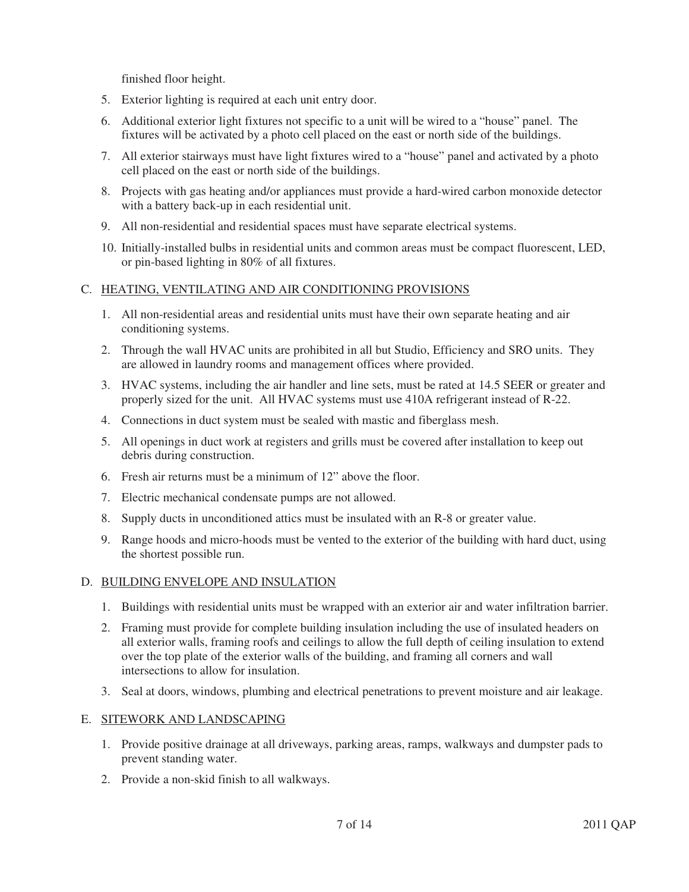finished floor height.

5. Exterior lighting is required at each unit entry door.
6. Additional exterior light fixtures not specific to a unit will be wired to a "house" panel. The fixtures will be activated by a photo cell placed on the east or north side of the buildings.
7. All exterior stairways must have light fixtures wired to a "house" panel and activated by a photo cell placed on the east or north side of the buildings.
8. Projects with gas heating and/or appliances must provide a hard-wired carbon monoxide detector with a battery back-up in each residential unit.
9. All non-residential and residential spaces must have separate electrical systems.
10. Initially-installed bulbs in residential units and common areas must be compact fluorescent, LED, or pin-based lighting in 80% of all fixtures.

C. <u>HEATING, VENTILATING AND AIR CONDITIONING PROVISIONS</u>

1. All non-residential areas and residential units must have their own separate heating and air conditioning systems.
2. Through the wall HVAC units are prohibited in all but Studio, Efficiency and SRO units. They are allowed in laundry rooms and management offices where provided.
3. HVAC systems, including the air handler and line sets, must be rated at 14.5 SEER or greater and properly sized for the unit. All HVAC systems must use 410A refrigerant instead of R-22.
4. Connections in duct system must be sealed with mastic and fiberglass mesh.
5. All openings in duct work at registers and grills must be covered after installation to keep out debris during construction.
6. Fresh air returns must be a minimum of 12" above the floor.
7. Electric mechanical condensate pumps are not allowed.
8. Supply ducts in unconditioned attics must be insulated with an R-8 or greater value.
9. Range hoods and micro-hoods must be vented to the exterior of the building with hard duct, using the shortest possible run.

D. <u>BUILDING ENVELOPE AND INSULATION</u>

1. Buildings with residential units must be wrapped with an exterior air and water infiltration barrier.
2. Framing must provide for complete building insulation including the use of insulated headers on all exterior walls, framing roofs and ceilings to allow the full depth of ceiling insulation to extend over the top plate of the exterior walls of the building, and framing all corners and wall intersections to allow for insulation.
3. Seal at doors, windows, plumbing and electrical penetrations to prevent moisture and air leakage.

E. <u>SITEWORK AND LANDSCAPING</u>

1. Provide positive drainage at all driveways, parking areas, ramps, walkways and dumpster pads to prevent standing water.
2. Provide a non-skid finish to all walkways.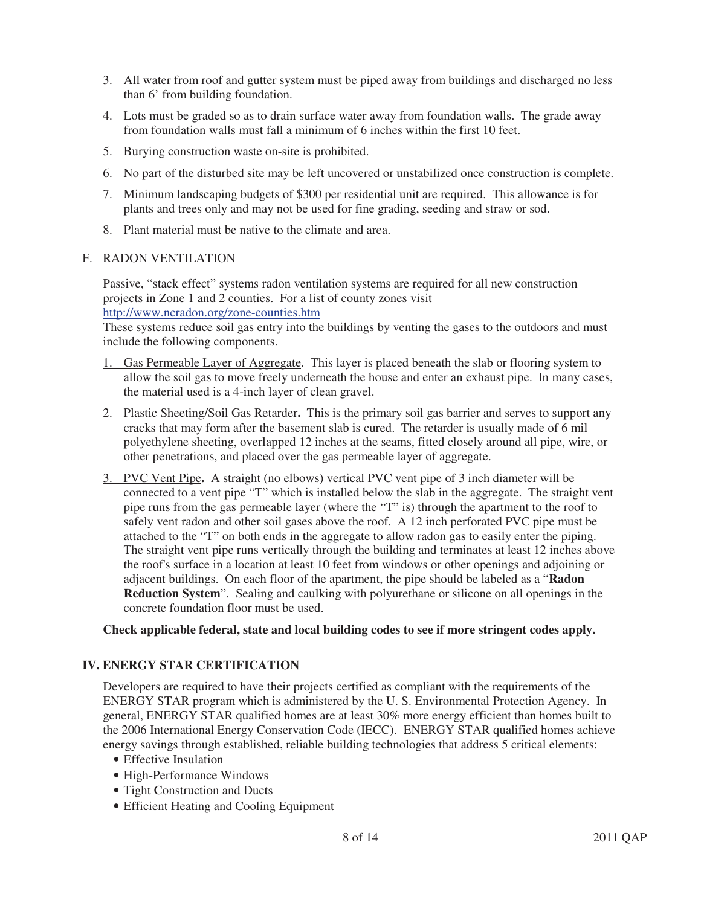3. All water from roof and gutter system must be piped away from buildings and discharged no less than 6' from building foundation.

4. Lots must be graded so as to drain surface water away from foundation walls. The grade away from foundation walls must fall a minimum of 6 inches within the first 10 feet.

5. Burying construction waste on-site is prohibited.

6. No part of the disturbed site may be left uncovered or unstabilized once construction is complete.

7. Minimum landscaping budgets of $300 per residential unit are required. This allowance is for plants and trees only and may not be used for fine grading, seeding and straw or sod.

8. Plant material must be native to the climate and area.

F. RADON VENTILATION

Passive, "stack effect" systems radon ventilation systems are required for all new construction projects in Zone 1 and 2 counties. For a list of county zones visit http://www.ncradon.org/zone-counties.htm

These systems reduce soil gas entry into the buildings by venting the gases to the outdoors and must include the following components.

1. Gas Permeable Layer of Aggregate. This layer is placed beneath the slab or flooring system to allow the soil gas to move freely underneath the house and enter an exhaust pipe. In many cases, the material used is a 4-inch layer of clean gravel.

2. Plastic Sheeting/Soil Gas Retarder**.** This is the primary soil gas barrier and serves to support any cracks that may form after the basement slab is cured. The retarder is usually made of 6 mil polyethylene sheeting, overlapped 12 inches at the seams, fitted closely around all pipe, wire, or other penetrations, and placed over the gas permeable layer of aggregate.

3. PVC Vent Pipe**.** A straight (no elbows) vertical PVC vent pipe of 3 inch diameter will be connected to a vent pipe "T" which is installed below the slab in the aggregate. The straight vent pipe runs from the gas permeable layer (where the "T" is) through the apartment to the roof to safely vent radon and other soil gases above the roof. A 12 inch perforated PVC pipe must be attached to the "T" on both ends in the aggregate to allow radon gas to easily enter the piping. The straight vent pipe runs vertically through the building and terminates at least 12 inches above the roof's surface in a location at least 10 feet from windows or other openings and adjoining or adjacent buildings. On each floor of the apartment, the pipe should be labeled as a "**Radon Reduction System**". Sealing and caulking with polyurethane or silicone on all openings in the concrete foundation floor must be used.

**Check applicable federal, state and local building codes to see if more stringent codes apply.**

## IV. ENERGY STAR CERTIFICATION

Developers are required to have their projects certified as compliant with the requirements of the ENERGY STAR program which is administered by the U. S. Environmental Protection Agency. In general, ENERGY STAR qualified homes are at least 30% more energy efficient than homes built to the 2006 International Energy Conservation Code (IECC). ENERGY STAR qualified homes achieve energy savings through established, reliable building technologies that address 5 critical elements:

- Effective Insulation
- High-Performance Windows
- Tight Construction and Ducts
- Efficient Heating and Cooling Equipment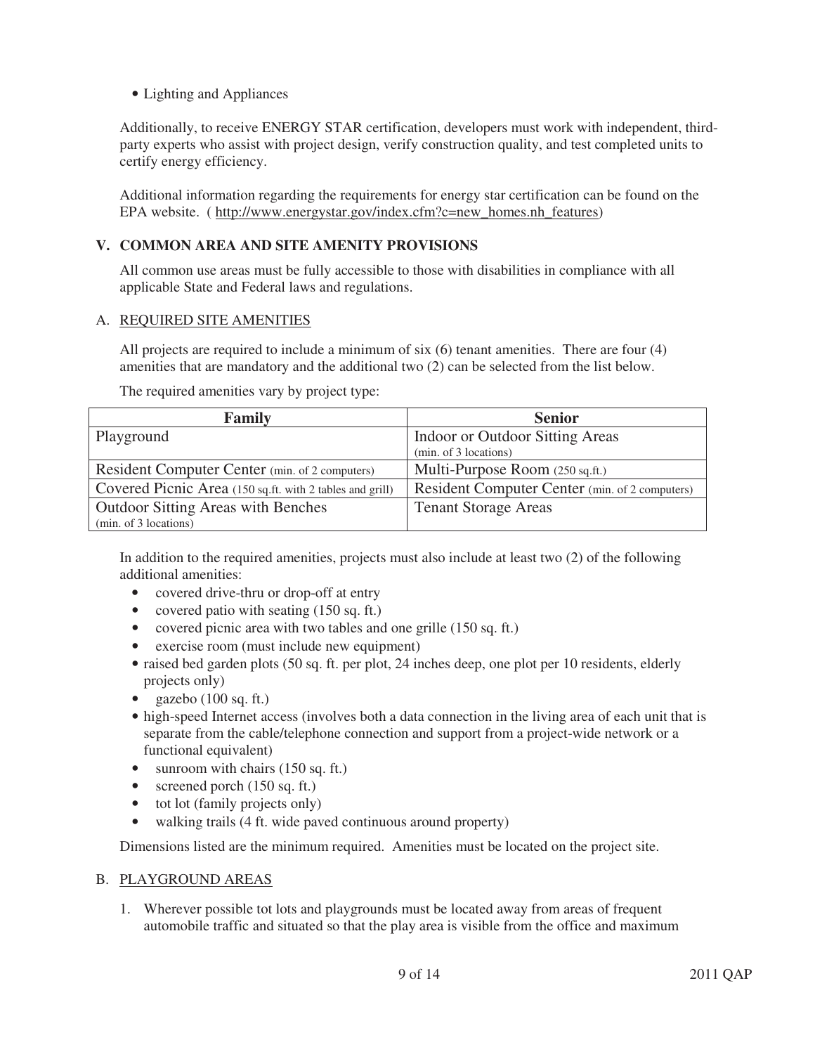- Lighting and Appliances

Additionally, to receive ENERGY STAR certification, developers must work with independent, third-party experts who assist with project design, verify construction quality, and test completed units to certify energy efficiency.

Additional information regarding the requirements for energy star certification can be found on the EPA website. ( http://www.energystar.gov/index.cfm?c=new_homes.nh_features)

## V. COMMON AREA AND SITE AMENITY PROVISIONS

All common use areas must be fully accessible to those with disabilities in compliance with all applicable State and Federal laws and regulations.

### A. REQUIRED SITE AMENITIES

All projects are required to include a minimum of six (6) tenant amenities. There are four (4) amenities that are mandatory and the additional two (2) can be selected from the list below.

The required amenities vary by project type:

| Family | Senior |
|---|---|
| Playground | Indoor or Outdoor Sitting Areas (min. of 3 locations) |
| Resident Computer Center (min. of 2 computers) | Multi-Purpose Room (250 sq.ft.) |
| Covered Picnic Area (150 sq.ft. with 2 tables and grill) | Resident Computer Center (min. of 2 computers) |
| Outdoor Sitting Areas with Benches (min. of 3 locations) | Tenant Storage Areas |

In addition to the required amenities, projects must also include at least two (2) of the following additional amenities:

- covered drive-thru or drop-off at entry
- covered patio with seating (150 sq. ft.)
- covered picnic area with two tables and one grille (150 sq. ft.)
- exercise room (must include new equipment)
- raised bed garden plots (50 sq. ft. per plot, 24 inches deep, one plot per 10 residents, elderly projects only)
- gazebo (100 sq. ft.)
- high-speed Internet access (involves both a data connection in the living area of each unit that is separate from the cable/telephone connection and support from a project-wide network or a functional equivalent)
- sunroom with chairs (150 sq. ft.)
- screened porch (150 sq. ft.)
- tot lot (family projects only)
- walking trails (4 ft. wide paved continuous around property)

Dimensions listed are the minimum required. Amenities must be located on the project site.

### B. PLAYGROUND AREAS

1. Wherever possible tot lots and playgrounds must be located away from areas of frequent automobile traffic and situated so that the play area is visible from the office and maximum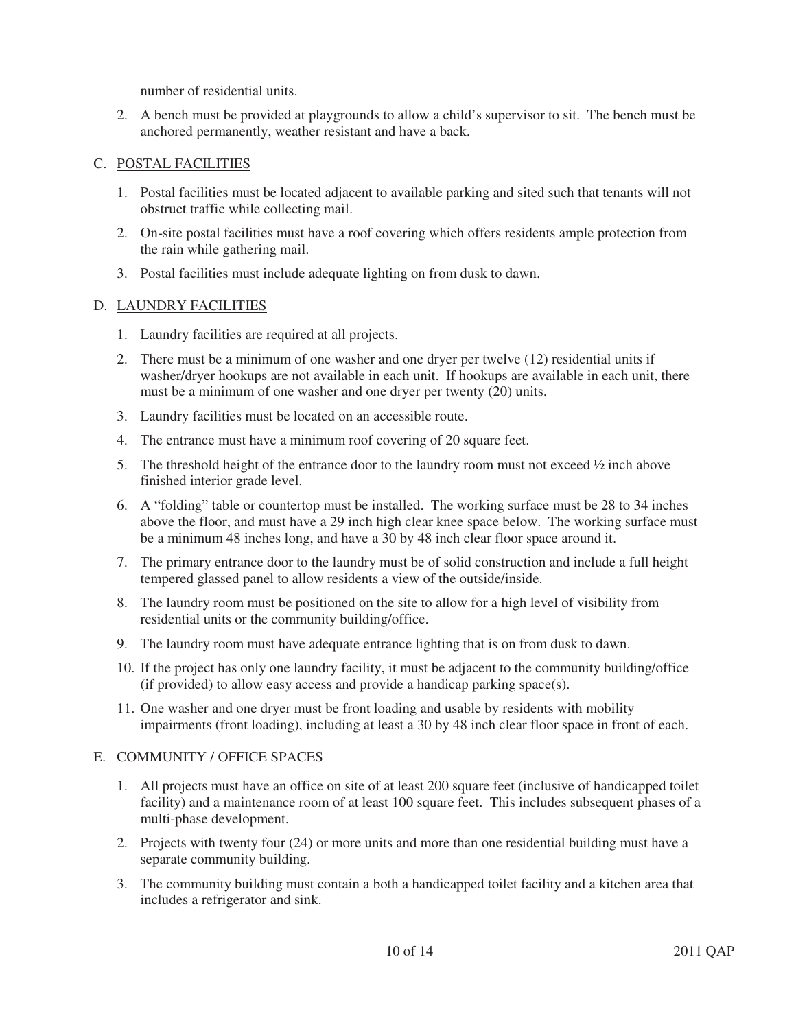number of residential units.

2. A bench must be provided at playgrounds to allow a child's supervisor to sit. The bench must be anchored permanently, weather resistant and have a back.

C. <u>POSTAL FACILITIES</u>

1. Postal facilities must be located adjacent to available parking and sited such that tenants will not obstruct traffic while collecting mail.
2. On-site postal facilities must have a roof covering which offers residents ample protection from the rain while gathering mail.
3. Postal facilities must include adequate lighting on from dusk to dawn.

D. <u>LAUNDRY FACILITIES</u>

1. Laundry facilities are required at all projects.
2. There must be a minimum of one washer and one dryer per twelve (12) residential units if washer/dryer hookups are not available in each unit. If hookups are available in each unit, there must be a minimum of one washer and one dryer per twenty (20) units.
3. Laundry facilities must be located on an accessible route.
4. The entrance must have a minimum roof covering of 20 square feet.
5. The threshold height of the entrance door to the laundry room must not exceed ½ inch above finished interior grade level.
6. A "folding" table or countertop must be installed. The working surface must be 28 to 34 inches above the floor, and must have a 29 inch high clear knee space below. The working surface must be a minimum 48 inches long, and have a 30 by 48 inch clear floor space around it.
7. The primary entrance door to the laundry must be of solid construction and include a full height tempered glassed panel to allow residents a view of the outside/inside.
8. The laundry room must be positioned on the site to allow for a high level of visibility from residential units or the community building/office.
9. The laundry room must have adequate entrance lighting that is on from dusk to dawn.
10. If the project has only one laundry facility, it must be adjacent to the community building/office (if provided) to allow easy access and provide a handicap parking space(s).
11. One washer and one dryer must be front loading and usable by residents with mobility impairments (front loading), including at least a 30 by 48 inch clear floor space in front of each.

E. <u>COMMUNITY / OFFICE SPACES</u>

1. All projects must have an office on site of at least 200 square feet (inclusive of handicapped toilet facility) and a maintenance room of at least 100 square feet. This includes subsequent phases of a multi-phase development.
2. Projects with twenty four (24) or more units and more than one residential building must have a separate community building.
3. The community building must contain a both a handicapped toilet facility and a kitchen area that includes a refrigerator and sink.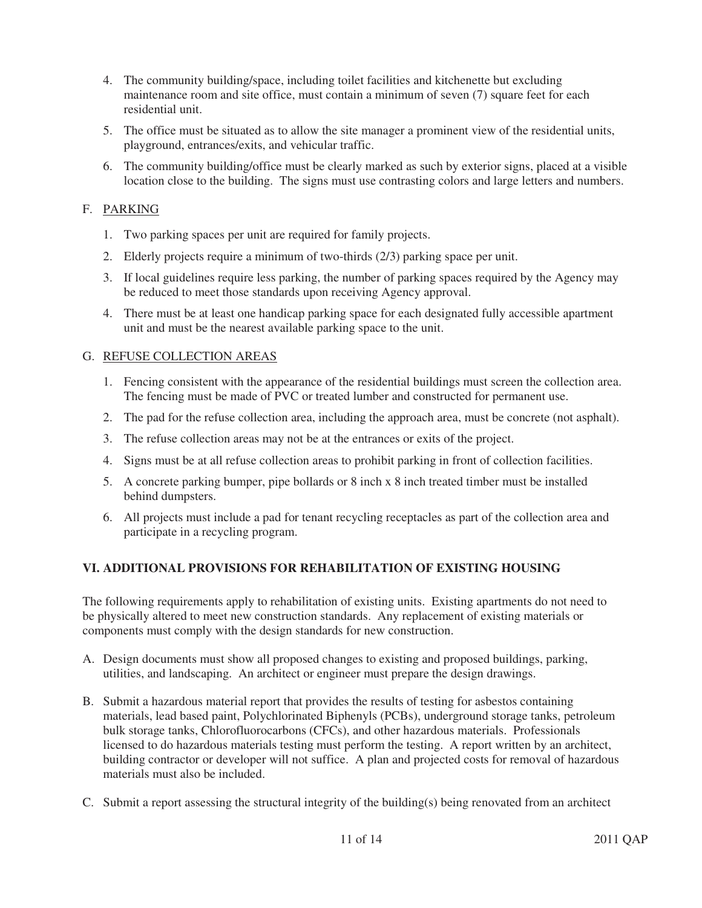4. The community building/space, including toilet facilities and kitchenette but excluding maintenance room and site office, must contain a minimum of seven (7) square feet for each residential unit.
5. The office must be situated as to allow the site manager a prominent view of the residential units, playground, entrances/exits, and vehicular traffic.
6. The community building/office must be clearly marked as such by exterior signs, placed at a visible location close to the building. The signs must use contrasting colors and large letters and numbers.

F. PARKING

1. Two parking spaces per unit are required for family projects.
2. Elderly projects require a minimum of two-thirds (2/3) parking space per unit.
3. If local guidelines require less parking, the number of parking spaces required by the Agency may be reduced to meet those standards upon receiving Agency approval.
4. There must be at least one handicap parking space for each designated fully accessible apartment unit and must be the nearest available parking space to the unit.

G. REFUSE COLLECTION AREAS

1. Fencing consistent with the appearance of the residential buildings must screen the collection area. The fencing must be made of PVC or treated lumber and constructed for permanent use.
2. The pad for the refuse collection area, including the approach area, must be concrete (not asphalt).
3. The refuse collection areas may not be at the entrances or exits of the project.
4. Signs must be at all refuse collection areas to prohibit parking in front of collection facilities.
5. A concrete parking bumper, pipe bollards or 8 inch x 8 inch treated timber must be installed behind dumpsters.
6. All projects must include a pad for tenant recycling receptacles as part of the collection area and participate in a recycling program.

## VI. ADDITIONAL PROVISIONS FOR REHABILITATION OF EXISTING HOUSING

The following requirements apply to rehabilitation of existing units. Existing apartments do not need to be physically altered to meet new construction standards. Any replacement of existing materials or components must comply with the design standards for new construction.

A. Design documents must show all proposed changes to existing and proposed buildings, parking, utilities, and landscaping. An architect or engineer must prepare the design drawings.

B. Submit a hazardous material report that provides the results of testing for asbestos containing materials, lead based paint, Polychlorinated Biphenyls (PCBs), underground storage tanks, petroleum bulk storage tanks, Chlorofluorocarbons (CFCs), and other hazardous materials. Professionals licensed to do hazardous materials testing must perform the testing. A report written by an architect, building contractor or developer will not suffice. A plan and projected costs for removal of hazardous materials must also be included.

C. Submit a report assessing the structural integrity of the building(s) being renovated from an architect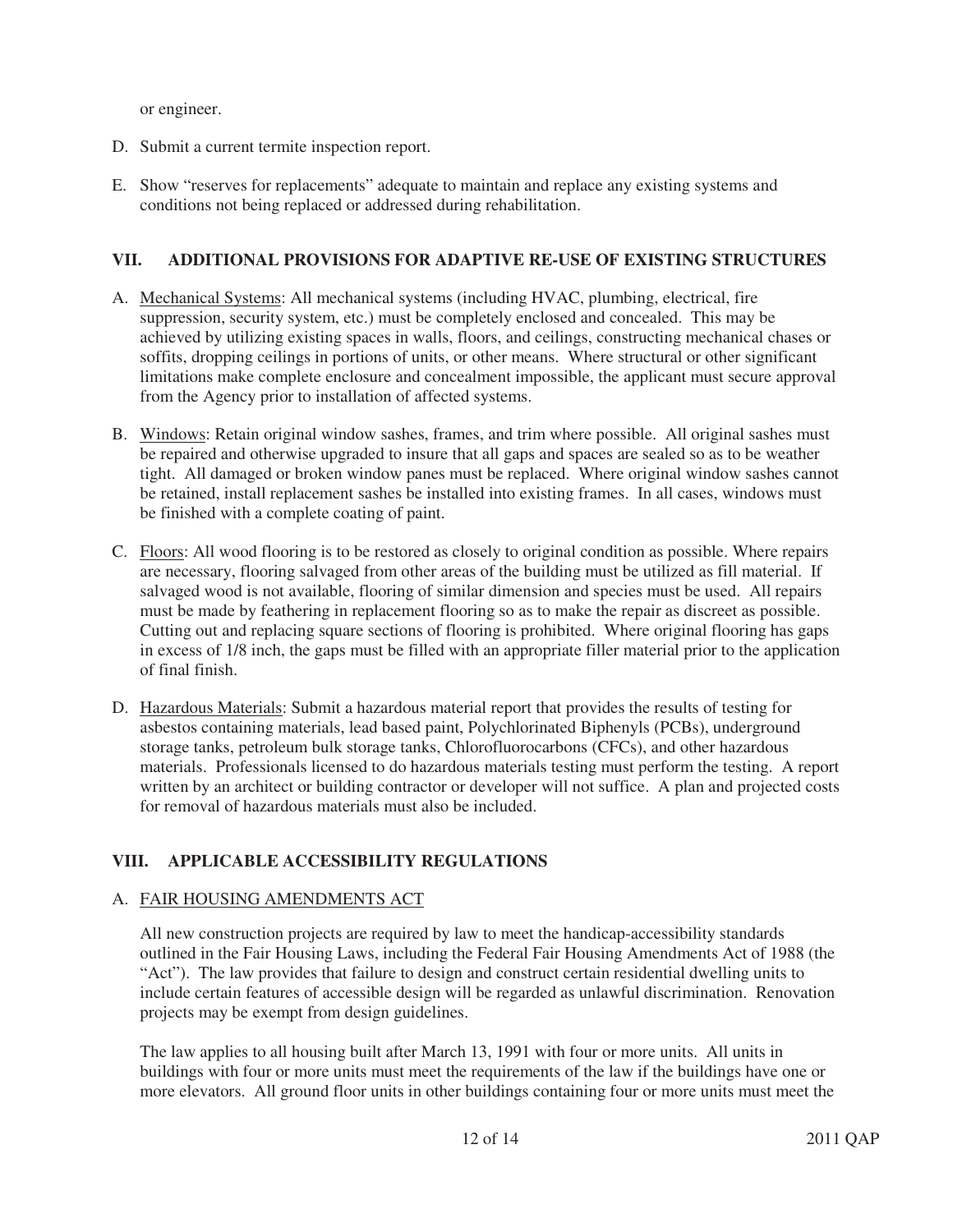or engineer.

D. Submit a current termite inspection report.

E. Show "reserves for replacements" adequate to maintain and replace any existing systems and conditions not being replaced or addressed during rehabilitation.

## VII. ADDITIONAL PROVISIONS FOR ADAPTIVE RE-USE OF EXISTING STRUCTURES

A. Mechanical Systems: All mechanical systems (including HVAC, plumbing, electrical, fire suppression, security system, etc.) must be completely enclosed and concealed. This may be achieved by utilizing existing spaces in walls, floors, and ceilings, constructing mechanical chases or soffits, dropping ceilings in portions of units, or other means. Where structural or other significant limitations make complete enclosure and concealment impossible, the applicant must secure approval from the Agency prior to installation of affected systems.

B. Windows: Retain original window sashes, frames, and trim where possible. All original sashes must be repaired and otherwise upgraded to insure that all gaps and spaces are sealed so as to be weather tight. All damaged or broken window panes must be replaced. Where original window sashes cannot be retained, install replacement sashes be installed into existing frames. In all cases, windows must be finished with a complete coating of paint.

C. Floors: All wood flooring is to be restored as closely to original condition as possible. Where repairs are necessary, flooring salvaged from other areas of the building must be utilized as fill material. If salvaged wood is not available, flooring of similar dimension and species must be used. All repairs must be made by feathering in replacement flooring so as to make the repair as discreet as possible. Cutting out and replacing square sections of flooring is prohibited. Where original flooring has gaps in excess of 1/8 inch, the gaps must be filled with an appropriate filler material prior to the application of final finish.

D. Hazardous Materials: Submit a hazardous material report that provides the results of testing for asbestos containing materials, lead based paint, Polychlorinated Biphenyls (PCBs), underground storage tanks, petroleum bulk storage tanks, Chlorofluorocarbons (CFCs), and other hazardous materials. Professionals licensed to do hazardous materials testing must perform the testing. A report written by an architect or building contractor or developer will not suffice. A plan and projected costs for removal of hazardous materials must also be included.

## VIII. APPLICABLE ACCESSIBILITY REGULATIONS

### A. FAIR HOUSING AMENDMENTS ACT

All new construction projects are required by law to meet the handicap-accessibility standards outlined in the Fair Housing Laws, including the Federal Fair Housing Amendments Act of 1988 (the "Act"). The law provides that failure to design and construct certain residential dwelling units to include certain features of accessible design will be regarded as unlawful discrimination. Renovation projects may be exempt from design guidelines.

The law applies to all housing built after March 13, 1991 with four or more units. All units in buildings with four or more units must meet the requirements of the law if the buildings have one or more elevators. All ground floor units in other buildings containing four or more units must meet the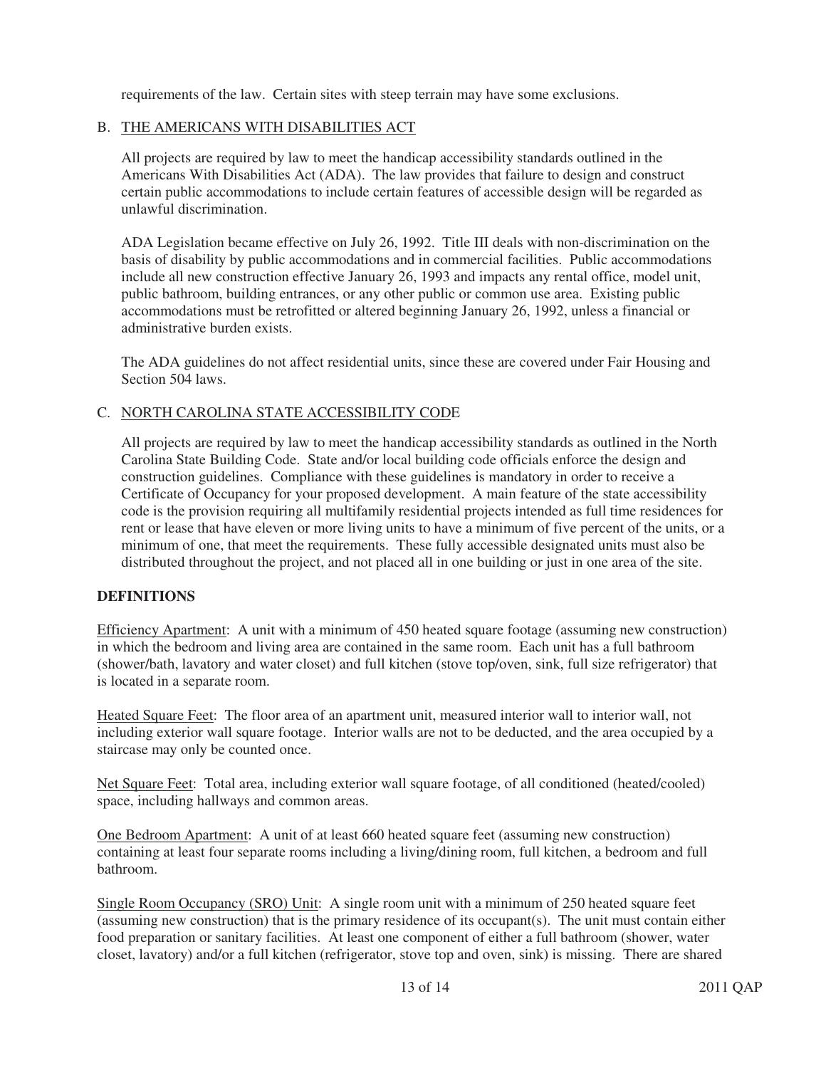requirements of the law. Certain sites with steep terrain may have some exclusions.

B. THE AMERICANS WITH DISABILITIES ACT

All projects are required by law to meet the handicap accessibility standards outlined in the Americans With Disabilities Act (ADA). The law provides that failure to design and construct certain public accommodations to include certain features of accessible design will be regarded as unlawful discrimination.

ADA Legislation became effective on July 26, 1992. Title III deals with non-discrimination on the basis of disability by public accommodations and in commercial facilities. Public accommodations include all new construction effective January 26, 1993 and impacts any rental office, model unit, public bathroom, building entrances, or any other public or common use area. Existing public accommodations must be retrofitted or altered beginning January 26, 1992, unless a financial or administrative burden exists.

The ADA guidelines do not affect residential units, since these are covered under Fair Housing and Section 504 laws.

C. NORTH CAROLINA STATE ACCESSIBILITY CODE

All projects are required by law to meet the handicap accessibility standards as outlined in the North Carolina State Building Code. State and/or local building code officials enforce the design and construction guidelines. Compliance with these guidelines is mandatory in order to receive a Certificate of Occupancy for your proposed development. A main feature of the state accessibility code is the provision requiring all multifamily residential projects intended as full time residences for rent or lease that have eleven or more living units to have a minimum of five percent of the units, or a minimum of one, that meet the requirements. These fully accessible designated units must also be distributed throughout the project, and not placed all in one building or just in one area of the site.

## DEFINITIONS

Efficiency Apartment: A unit with a minimum of 450 heated square footage (assuming new construction) in which the bedroom and living area are contained in the same room. Each unit has a full bathroom (shower/bath, lavatory and water closet) and full kitchen (stove top/oven, sink, full size refrigerator) that is located in a separate room.

Heated Square Feet: The floor area of an apartment unit, measured interior wall to interior wall, not including exterior wall square footage. Interior walls are not to be deducted, and the area occupied by a staircase may only be counted once.

Net Square Feet: Total area, including exterior wall square footage, of all conditioned (heated/cooled) space, including hallways and common areas.

One Bedroom Apartment: A unit of at least 660 heated square feet (assuming new construction) containing at least four separate rooms including a living/dining room, full kitchen, a bedroom and full bathroom.

Single Room Occupancy (SRO) Unit: A single room unit with a minimum of 250 heated square feet (assuming new construction) that is the primary residence of its occupant(s). The unit must contain either food preparation or sanitary facilities. At least one component of either a full bathroom (shower, water closet, lavatory) and/or a full kitchen (refrigerator, stove top and oven, sink) is missing. There are shared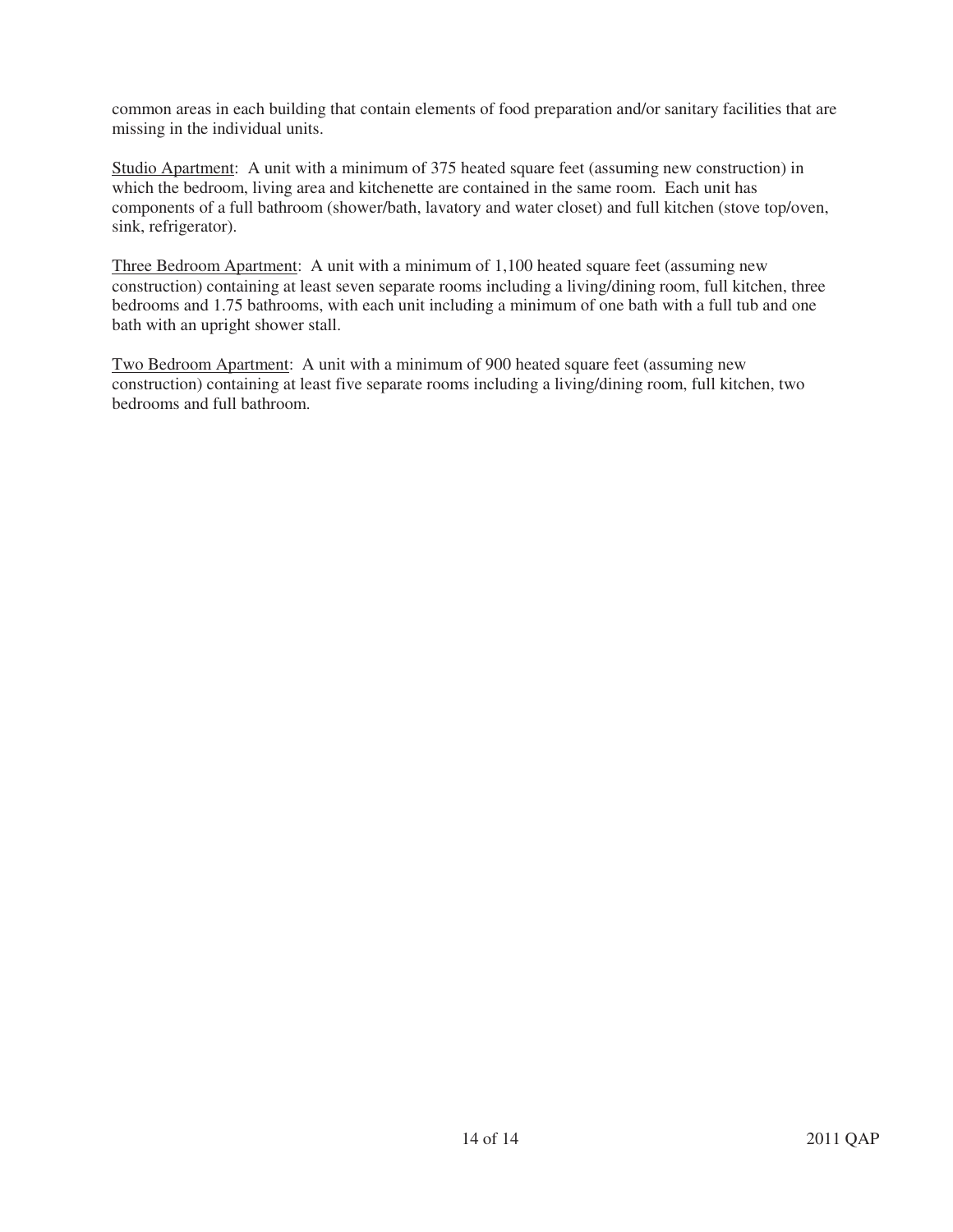common areas in each building that contain elements of food preparation and/or sanitary facilities that are missing in the individual units.

<u>Studio Apartment</u>: A unit with a minimum of 375 heated square feet (assuming new construction) in which the bedroom, living area and kitchenette are contained in the same room. Each unit has components of a full bathroom (shower/bath, lavatory and water closet) and full kitchen (stove top/oven, sink, refrigerator).

<u>Three Bedroom Apartment</u>: A unit with a minimum of 1,100 heated square feet (assuming new construction) containing at least seven separate rooms including a living/dining room, full kitchen, three bedrooms and 1.75 bathrooms, with each unit including a minimum of one bath with a full tub and one bath with an upright shower stall.

<u>Two Bedroom Apartment</u>: A unit with a minimum of 900 heated square feet (assuming new construction) containing at least five separate rooms including a living/dining room, full kitchen, two bedrooms and full bathroom.